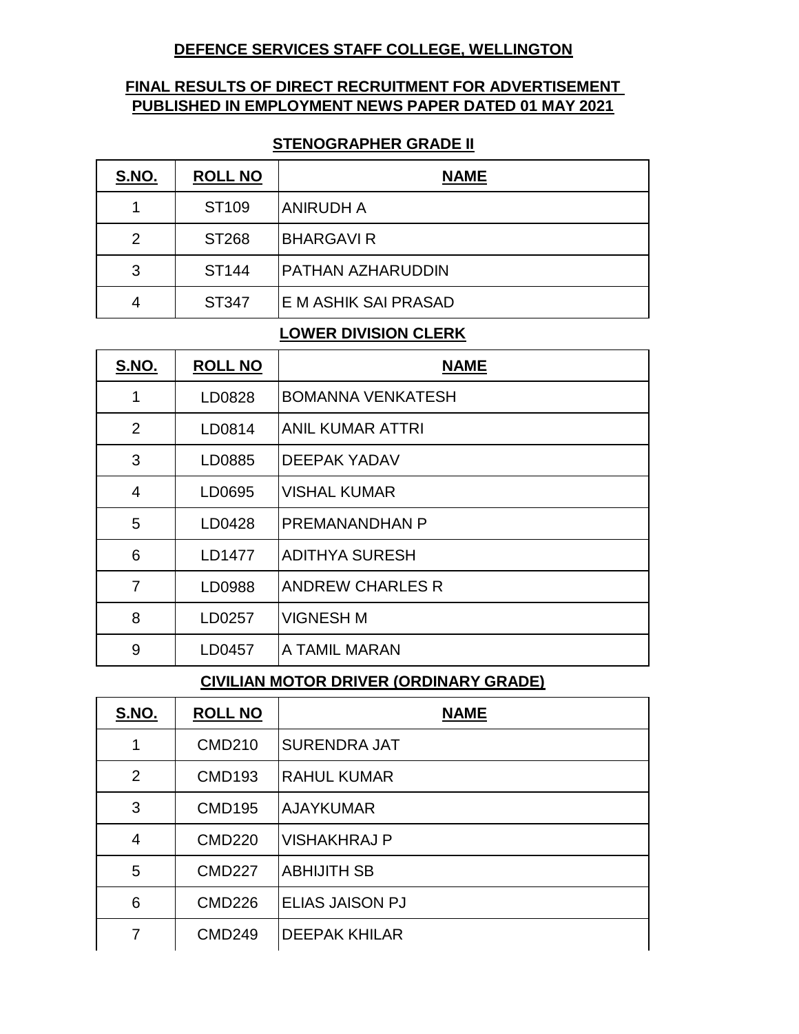# DEFENCE SERVICES STAFF COLLEGE, WELLINGTON

## FINAL RESULTS OF DIRECT RECRUITMENT FOR ADVERTISEMENT PUBLISHED IN EMPLOYMENT NEWS PAPER DATED 01 MAY 2021

### STENOGRAPHER GRADE II

| S.NO. | ROLL NO | NAME |
|---|---|---|
| 1 | ST109 | ANIRUDH A |
| 2 | ST268 | BHARGAVI R |
| 3 | ST144 | PATHAN AZHARUDDIN |
| 4 | ST347 | E M ASHIK SAI PRASAD |

### LOWER DIVISION CLERK

| S.NO. | ROLL NO | NAME |
|---|---|---|
| 1 | LD0828 | BOMANNA VENKATESH |
| 2 | LD0814 | ANIL KUMAR ATTRI |
| 3 | LD0885 | DEEPAK YADAV |
| 4 | LD0695 | VISHAL KUMAR |
| 5 | LD0428 | PREMANANDHAN P |
| 6 | LD1477 | ADITHYA SURESH |
| 7 | LD0988 | ANDREW CHARLES R |
| 8 | LD0257 | VIGNESH M |
| 9 | LD0457 | A TAMIL MARAN |

### CIVILIAN MOTOR DRIVER (ORDINARY GRADE)

| S.NO. | ROLL NO | NAME |
|---|---|---|
| 1 | CMD210 | SURENDRA JAT |
| 2 | CMD193 | RAHUL KUMAR |
| 3 | CMD195 | AJAYKUMAR |
| 4 | CMD220 | VISHAKHRAJ P |
| 5 | CMD227 | ABHIJITH SB |
| 6 | CMD226 | ELIAS JAISON PJ |
| 7 | CMD249 | DEEPAK KHILAR |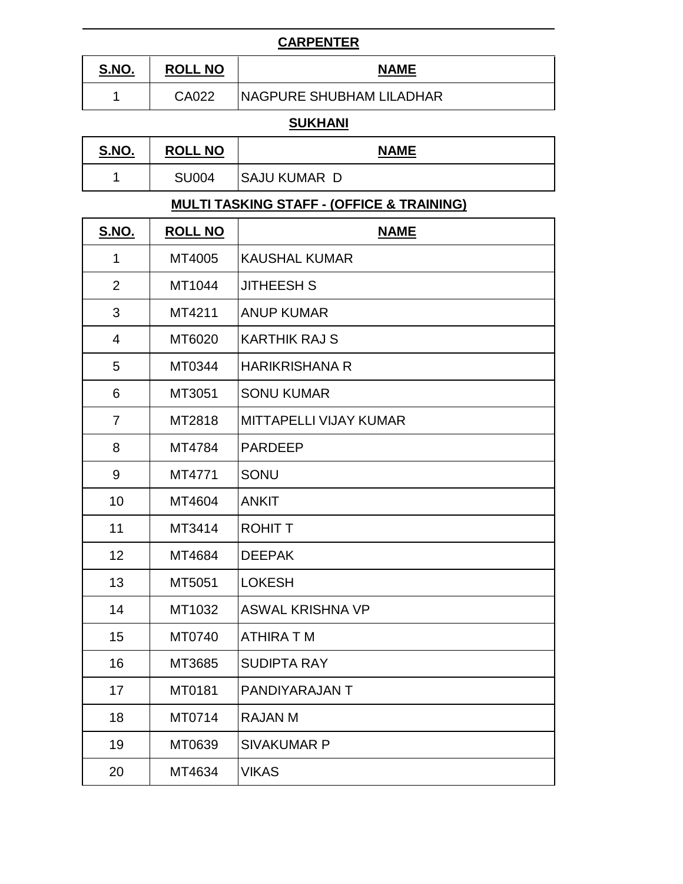**CARPENTER**

| S.NO. | ROLL NO | NAME |
|---|---|---|
| 1 | CA022 | NAGPURE SHUBHAM LILADHAR |

**SUKHANI**

| S.NO. | ROLL NO | NAME |
|---|---|---|
| 1 | SU004 | SAJU KUMAR D |

**MULTI TASKING STAFF - (OFFICE & TRAINING)**

| S.NO. | ROLL NO | NAME |
|---|---|---|
| 1 | MT4005 | KAUSHAL KUMAR |
| 2 | MT1044 | JITHEESH S |
| 3 | MT4211 | ANUP KUMAR |
| 4 | MT6020 | KARTHIK RAJ S |
| 5 | MT0344 | HARIKRISHANA R |
| 6 | MT3051 | SONU KUMAR |
| 7 | MT2818 | MITTAPELLI VIJAY KUMAR |
| 8 | MT4784 | PARDEEP |
| 9 | MT4771 | SONU |
| 10 | MT4604 | ANKIT |
| 11 | MT3414 | ROHIT T |
| 12 | MT4684 | DEEPAK |
| 13 | MT5051 | LOKESH |
| 14 | MT1032 | ASWAL KRISHNA VP |
| 15 | MT0740 | ATHIRA T M |
| 16 | MT3685 | SUDIPTA RAY |
| 17 | MT0181 | PANDIYARAJAN T |
| 18 | MT0714 | RAJAN M |
| 19 | MT0639 | SIVAKUMAR P |
| 20 | MT4634 | VIKAS |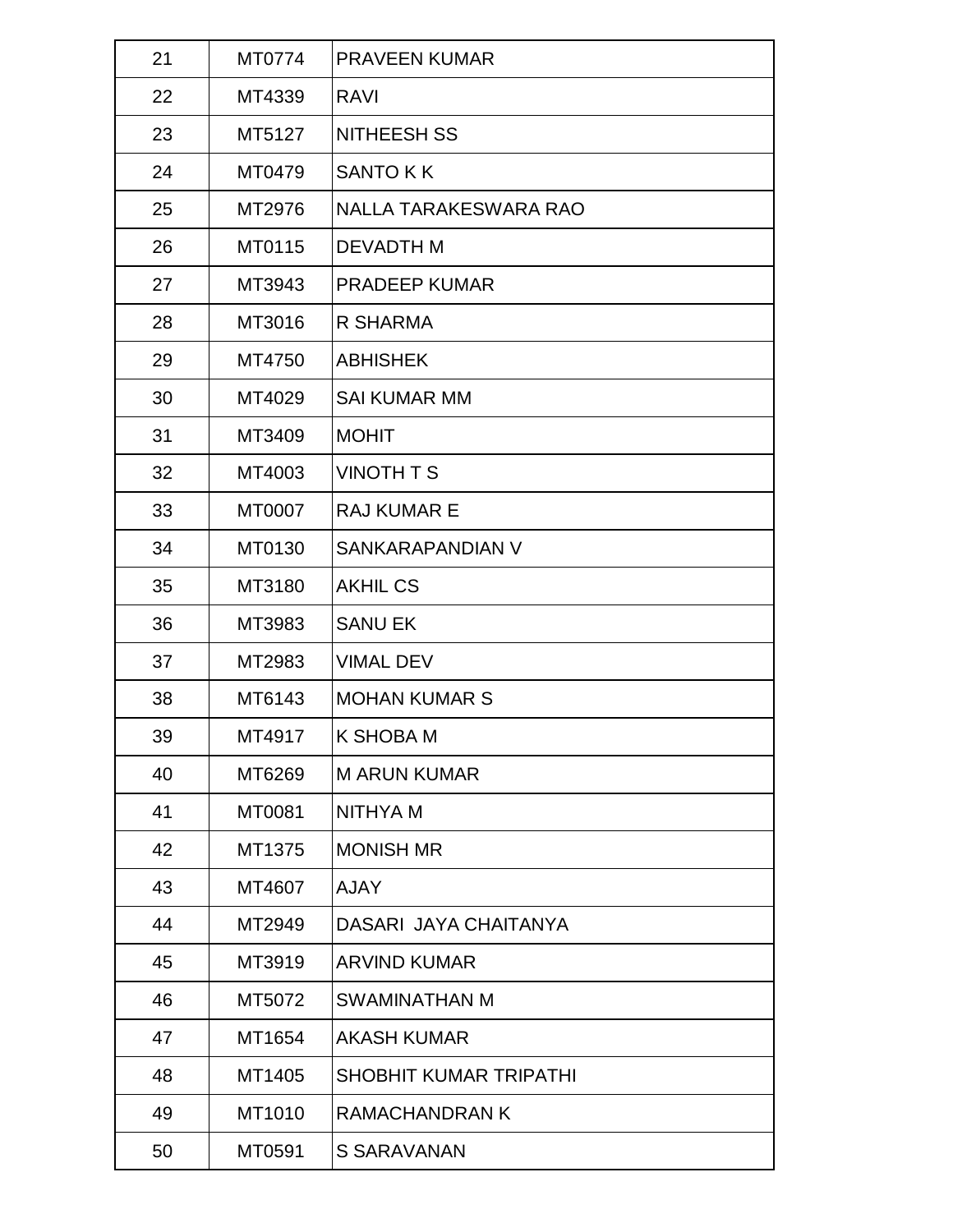| 21 | MT0774 | PRAVEEN KUMAR |
|---|---|---|
| 22 | MT4339 | RAVI |
| 23 | MT5127 | NITHEESH SS |
| 24 | MT0479 | SANTO K K |
| 25 | MT2976 | NALLA TARAKESWARA RAO |
| 26 | MT0115 | DEVADTH M |
| 27 | MT3943 | PRADEEP KUMAR |
| 28 | MT3016 | R SHARMA |
| 29 | MT4750 | ABHISHEK |
| 30 | MT4029 | SAI KUMAR MM |
| 31 | MT3409 | MOHIT |
| 32 | MT4003 | VINOTH T S |
| 33 | MT0007 | RAJ KUMAR E |
| 34 | MT0130 | SANKARAPANDIAN V |
| 35 | MT3180 | AKHIL CS |
| 36 | MT3983 | SANU EK |
| 37 | MT2983 | VIMAL DEV |
| 38 | MT6143 | MOHAN KUMAR S |
| 39 | MT4917 | K SHOBA M |
| 40 | MT6269 | M ARUN KUMAR |
| 41 | MT0081 | NITHYA M |
| 42 | MT1375 | MONISH MR |
| 43 | MT4607 | AJAY |
| 44 | MT2949 | DASARI  JAYA CHAITANYA |
| 45 | MT3919 | ARVIND KUMAR |
| 46 | MT5072 | SWAMINATHAN M |
| 47 | MT1654 | AKASH KUMAR |
| 48 | MT1405 | SHOBHIT KUMAR TRIPATHI |
| 49 | MT1010 | RAMACHANDRAN K |
| 50 | MT0591 | S SARAVANAN |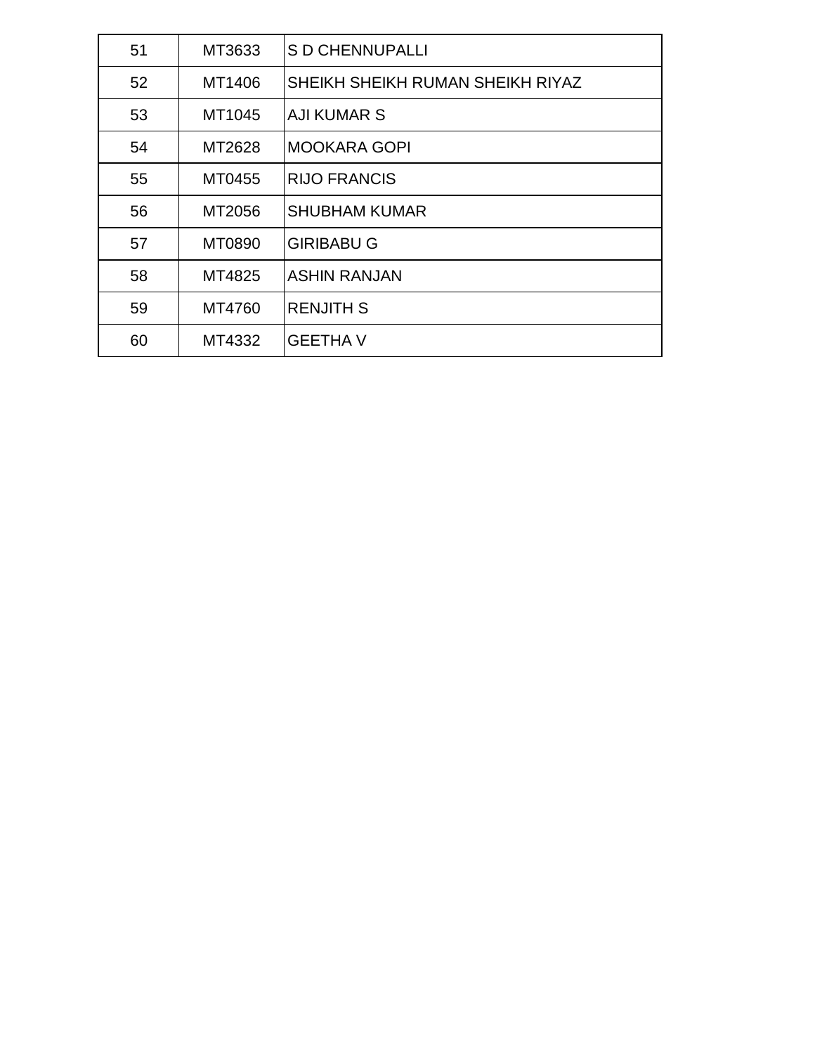| | | |
|---|---|---|
| 51 | MT3633 | S D CHENNUPALLI |
| 52 | MT1406 | SHEIKH SHEIKH RUMAN SHEIKH RIYAZ |
| 53 | MT1045 | AJI KUMAR S |
| 54 | MT2628 | MOOKARA GOPI |
| 55 | MT0455 | RIJO FRANCIS |
| 56 | MT2056 | SHUBHAM KUMAR |
| 57 | MT0890 | GIRIBABU G |
| 58 | MT4825 | ASHIN RANJAN |
| 59 | MT4760 | RENJITH S |
| 60 | MT4332 | GEETHA V |